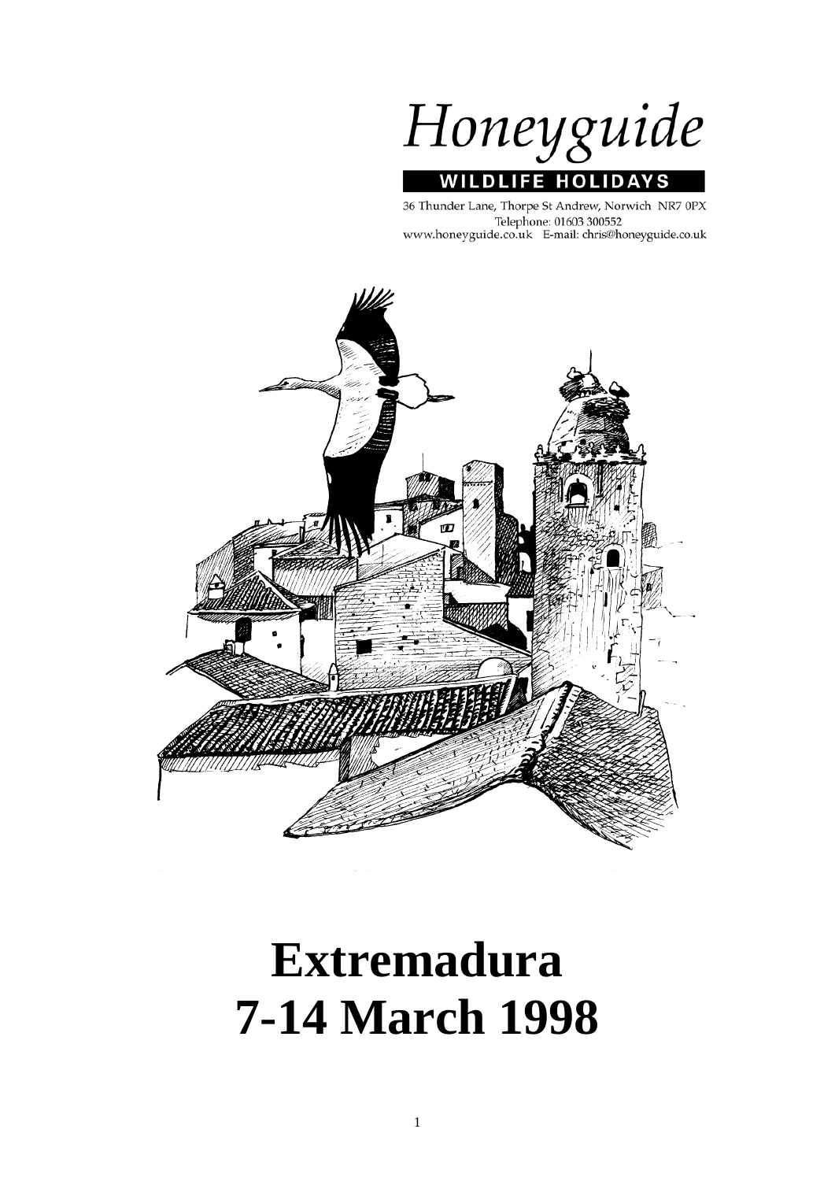Honeyguide

WILDLIFE HOLIDAYS

36 Thunder Lane, Thorpe St Andrew, Norwich NR7 0PX
Telephone: 01603 300552
www.honeyguide.co.uk E-mail: chris@honeyguide.co.uk

# Extremadura
# 7-14 March 1998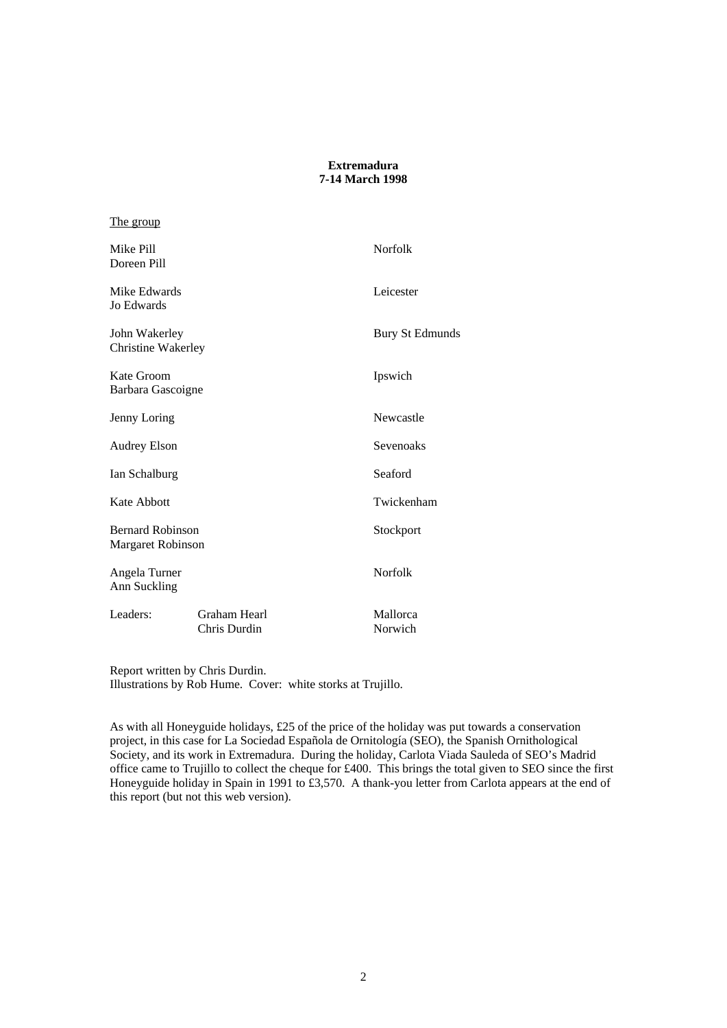**Extremadura**
**7-14 March 1998**

The group

| | |
|---|---|
| Mike Pill<br>Doreen Pill | Norfolk |
| Mike Edwards<br>Jo Edwards | Leicester |
| John Wakerley<br>Christine Wakerley | Bury St Edmunds |
| Kate Groom<br>Barbara Gascoigne | Ipswich |
| Jenny Loring | Newcastle |
| Audrey Elson | Sevenoaks |
| Ian Schalburg | Seaford |
| Kate Abbott | Twickenham |
| Bernard Robinson<br>Margaret Robinson | Stockport |
| Angela Turner<br>Ann Suckling | Norfolk |
| Leaders: Graham Hearl<br>Chris Durdin | Mallorca<br>Norwich |

Report written by Chris Durdin.
Illustrations by Rob Hume. Cover: white storks at Trujillo.

As with all Honeyguide holidays, £25 of the price of the holiday was put towards a conservation project, in this case for La Sociedad Española de Ornitología (SEO), the Spanish Ornithological Society, and its work in Extremadura. During the holiday, Carlota Viada Sauleda of SEO's Madrid office came to Trujillo to collect the cheque for £400. This brings the total given to SEO since the first Honeyguide holiday in Spain in 1991 to £3,570. A thank-you letter from Carlota appears at the end of this report (but not this web version).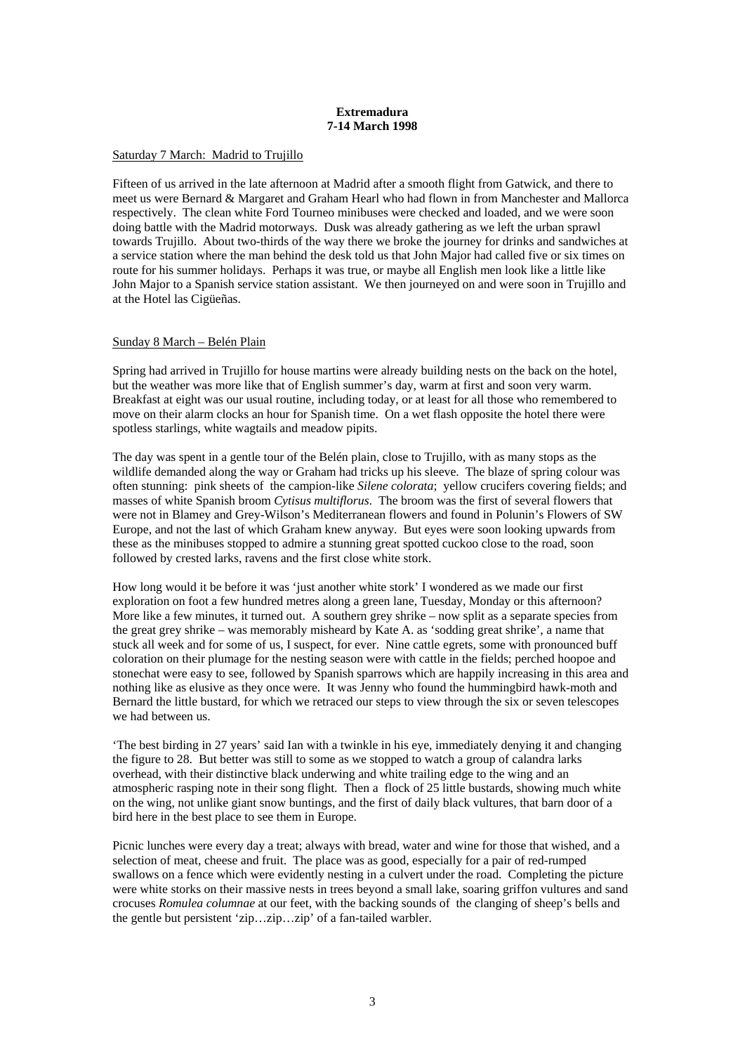**Extremadura**
**7-14 March 1998**

Saturday 7 March: Madrid to Trujillo

Fifteen of us arrived in the late afternoon at Madrid after a smooth flight from Gatwick, and there to meet us were Bernard & Margaret and Graham Hearl who had flown in from Manchester and Mallorca respectively. The clean white Ford Tourneo minibuses were checked and loaded, and we were soon doing battle with the Madrid motorways. Dusk was already gathering as we left the urban sprawl towards Trujillo. About two-thirds of the way there we broke the journey for drinks and sandwiches at a service station where the man behind the desk told us that John Major had called five or six times on route for his summer holidays. Perhaps it was true, or maybe all English men look like a little like John Major to a Spanish service station assistant. We then journeyed on and were soon in Trujillo and at the Hotel las Cigüeñas.

Sunday 8 March – Belén Plain

Spring had arrived in Trujillo for house martins were already building nests on the back on the hotel, but the weather was more like that of English summer's day, warm at first and soon very warm. Breakfast at eight was our usual routine, including today, or at least for all those who remembered to move on their alarm clocks an hour for Spanish time. On a wet flash opposite the hotel there were spotless starlings, white wagtails and meadow pipits.

The day was spent in a gentle tour of the Belén plain, close to Trujillo, with as many stops as the wildlife demanded along the way or Graham had tricks up his sleeve. The blaze of spring colour was often stunning: pink sheets of the campion-like *Silene colorata*; yellow crucifers covering fields; and masses of white Spanish broom *Cytisus multiflorus*. The broom was the first of several flowers that were not in Blamey and Grey-Wilson's Mediterranean flowers and found in Polunin's Flowers of SW Europe, and not the last of which Graham knew anyway. But eyes were soon looking upwards from these as the minibuses stopped to admire a stunning great spotted cuckoo close to the road, soon followed by crested larks, ravens and the first close white stork.

How long would it be before it was 'just another white stork' I wondered as we made our first exploration on foot a few hundred metres along a green lane, Tuesday, Monday or this afternoon? More like a few minutes, it turned out. A southern grey shrike – now split as a separate species from the great grey shrike – was memorably misheard by Kate A. as 'sodding great shrike', a name that stuck all week and for some of us, I suspect, for ever. Nine cattle egrets, some with pronounced buff coloration on their plumage for the nesting season were with cattle in the fields; perched hoopoe and stonechat were easy to see, followed by Spanish sparrows which are happily increasing in this area and nothing like as elusive as they once were. It was Jenny who found the hummingbird hawk-moth and Bernard the little bustard, for which we retraced our steps to view through the six or seven telescopes we had between us.

'The best birding in 27 years' said Ian with a twinkle in his eye, immediately denying it and changing the figure to 28. But better was still to some as we stopped to watch a group of calandra larks overhead, with their distinctive black underwing and white trailing edge to the wing and an atmospheric rasping note in their song flight. Then a flock of 25 little bustards, showing much white on the wing, not unlike giant snow buntings, and the first of daily black vultures, that barn door of a bird here in the best place to see them in Europe.

Picnic lunches were every day a treat; always with bread, water and wine for those that wished, and a selection of meat, cheese and fruit. The place was as good, especially for a pair of red-rumped swallows on a fence which were evidently nesting in a culvert under the road. Completing the picture were white storks on their massive nests in trees beyond a small lake, soaring griffon vultures and sand crocuses *Romulea columnae* at our feet, with the backing sounds of the clanging of sheep's bells and the gentle but persistent 'zip…zip…zip' of a fan-tailed warbler.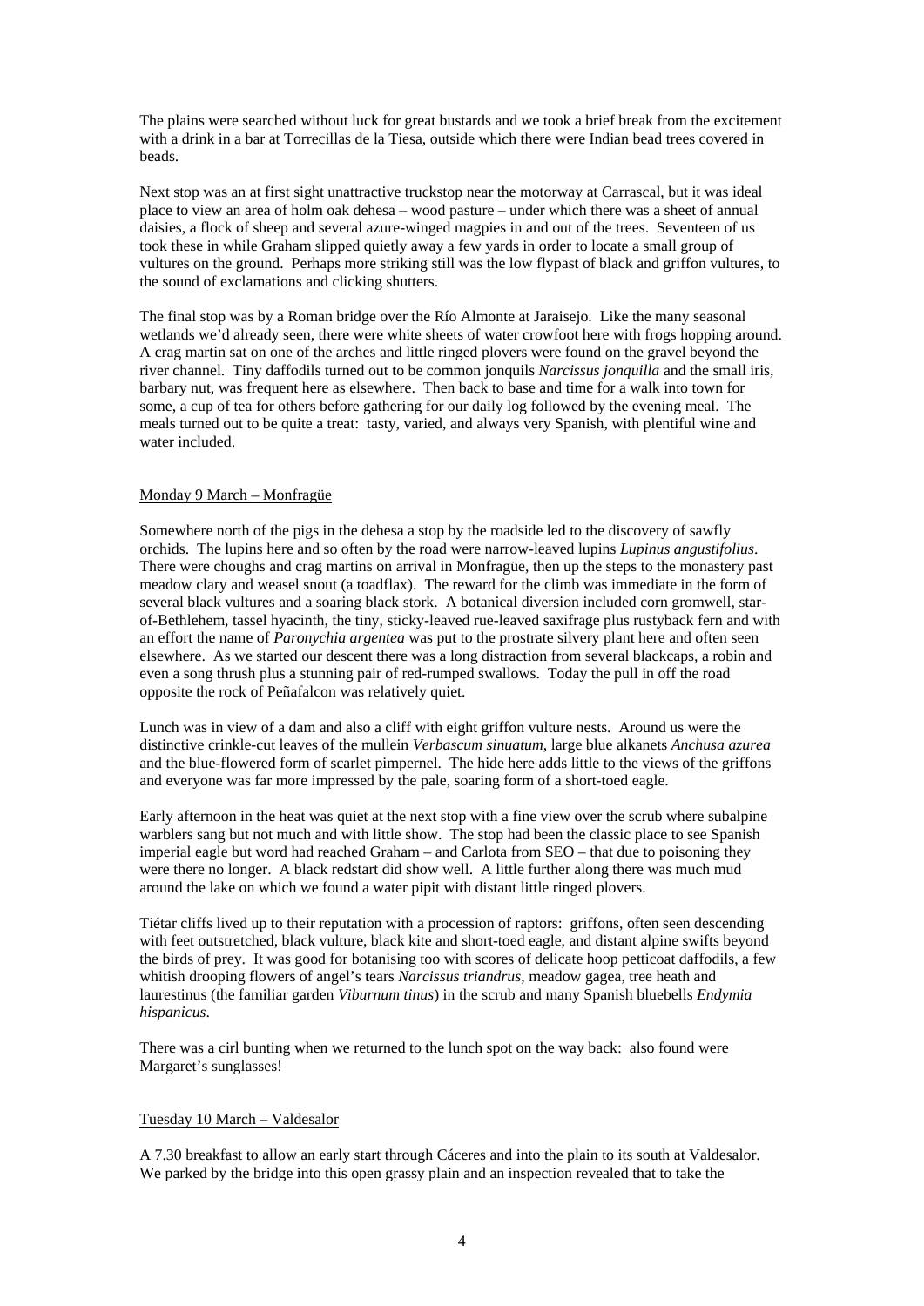The plains were searched without luck for great bustards and we took a brief break from the excitement with a drink in a bar at Torrecillas de la Tiesa, outside which there were Indian bead trees covered in beads.

Next stop was an at first sight unattractive truckstop near the motorway at Carrascal, but it was ideal place to view an area of holm oak dehesa – wood pasture – under which there was a sheet of annual daisies, a flock of sheep and several azure-winged magpies in and out of the trees. Seventeen of us took these in while Graham slipped quietly away a few yards in order to locate a small group of vultures on the ground. Perhaps more striking still was the low flypast of black and griffon vultures, to the sound of exclamations and clicking shutters.

The final stop was by a Roman bridge over the Río Almonte at Jaraisejo. Like the many seasonal wetlands we'd already seen, there were white sheets of water crowfoot here with frogs hopping around. A crag martin sat on one of the arches and little ringed plovers were found on the gravel beyond the river channel. Tiny daffodils turned out to be common jonquils *Narcissus jonquilla* and the small iris, barbary nut, was frequent here as elsewhere. Then back to base and time for a walk into town for some, a cup of tea for others before gathering for our daily log followed by the evening meal. The meals turned out to be quite a treat: tasty, varied, and always very Spanish, with plentiful wine and water included.

## Monday 9 March – Monfragüe

Somewhere north of the pigs in the dehesa a stop by the roadside led to the discovery of sawfly orchids. The lupins here and so often by the road were narrow-leaved lupins *Lupinus angustifolius*. There were choughs and crag martins on arrival in Monfragüe, then up the steps to the monastery past meadow clary and weasel snout (a toadflax). The reward for the climb was immediate in the form of several black vultures and a soaring black stork. A botanical diversion included corn gromwell, star-of-Bethlehem, tassel hyacinth, the tiny, sticky-leaved rue-leaved saxifrage plus rustyback fern and with an effort the name of *Paronychia argentea* was put to the prostrate silvery plant here and often seen elsewhere. As we started our descent there was a long distraction from several blackcaps, a robin and even a song thrush plus a stunning pair of red-rumped swallows. Today the pull in off the road opposite the rock of Peñafalcon was relatively quiet.

Lunch was in view of a dam and also a cliff with eight griffon vulture nests. Around us were the distinctive crinkle-cut leaves of the mullein *Verbascum sinuatum*, large blue alkanets *Anchusa azurea* and the blue-flowered form of scarlet pimpernel. The hide here adds little to the views of the griffons and everyone was far more impressed by the pale, soaring form of a short-toed eagle.

Early afternoon in the heat was quiet at the next stop with a fine view over the scrub where subalpine warblers sang but not much and with little show. The stop had been the classic place to see Spanish imperial eagle but word had reached Graham – and Carlota from SEO – that due to poisoning they were there no longer. A black redstart did show well. A little further along there was much mud around the lake on which we found a water pipit with distant little ringed plovers.

Tiétar cliffs lived up to their reputation with a procession of raptors: griffons, often seen descending with feet outstretched, black vulture, black kite and short-toed eagle, and distant alpine swifts beyond the birds of prey. It was good for botanising too with scores of delicate hoop petticoat daffodils, a few whitish drooping flowers of angel's tears *Narcissus triandrus*, meadow gagea, tree heath and laurestinus (the familiar garden *Viburnum tinus*) in the scrub and many Spanish bluebells *Endymia hispanicus*.

There was a cirl bunting when we returned to the lunch spot on the way back: also found were Margaret's sunglasses!

## Tuesday 10 March – Valdesalor

A 7.30 breakfast to allow an early start through Cáceres and into the plain to its south at Valdesalor. We parked by the bridge into this open grassy plain and an inspection revealed that to take the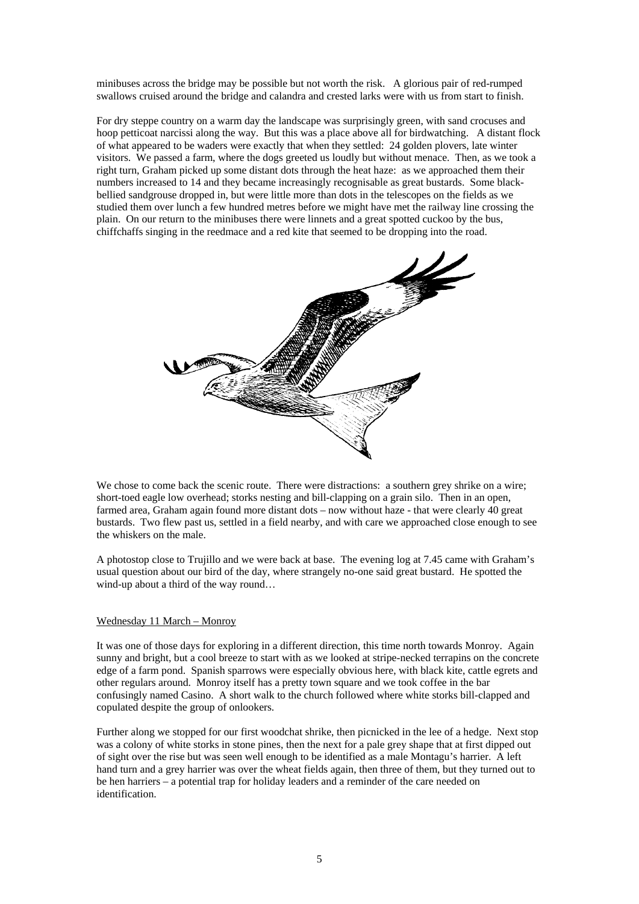minibuses across the bridge may be possible but not worth the risk. A glorious pair of red-rumped swallows cruised around the bridge and calandra and crested larks were with us from start to finish.

For dry steppe country on a warm day the landscape was surprisingly green, with sand crocuses and hoop petticoat narcissi along the way. But this was a place above all for birdwatching. A distant flock of what appeared to be waders were exactly that when they settled: 24 golden plovers, late winter visitors. We passed a farm, where the dogs greeted us loudly but without menace. Then, as we took a right turn, Graham picked up some distant dots through the heat haze: as we approached them their numbers increased to 14 and they became increasingly recognisable as great bustards. Some black-bellied sandgrouse dropped in, but were little more than dots in the telescopes on the fields as we studied them over lunch a few hundred metres before we might have met the railway line crossing the plain. On our return to the minibuses there were linnets and a great spotted cuckoo by the bus, chiffchaffs singing in the reedmace and a red kite that seemed to be dropping into the road.

We chose to come back the scenic route. There were distractions: a southern grey shrike on a wire; short-toed eagle low overhead; storks nesting and bill-clapping on a grain silo. Then in an open, farmed area, Graham again found more distant dots – now without haze - that were clearly 40 great bustards. Two flew past us, settled in a field nearby, and with care we approached close enough to see the whiskers on the male.

A photostop close to Trujillo and we were back at base. The evening log at 7.45 came with Graham's usual question about our bird of the day, where strangely no-one said great bustard. He spotted the wind-up about a third of the way round…

Wednesday 11 March – Monroy

It was one of those days for exploring in a different direction, this time north towards Monroy. Again sunny and bright, but a cool breeze to start with as we looked at stripe-necked terrapins on the concrete edge of a farm pond. Spanish sparrows were especially obvious here, with black kite, cattle egrets and other regulars around. Monroy itself has a pretty town square and we took coffee in the bar confusingly named Casino. A short walk to the church followed where white storks bill-clapped and copulated despite the group of onlookers.

Further along we stopped for our first woodchat shrike, then picnicked in the lee of a hedge. Next stop was a colony of white storks in stone pines, then the next for a pale grey shape that at first dipped out of sight over the rise but was seen well enough to be identified as a male Montagu's harrier. A left hand turn and a grey harrier was over the wheat fields again, then three of them, but they turned out to be hen harriers – a potential trap for holiday leaders and a reminder of the care needed on identification.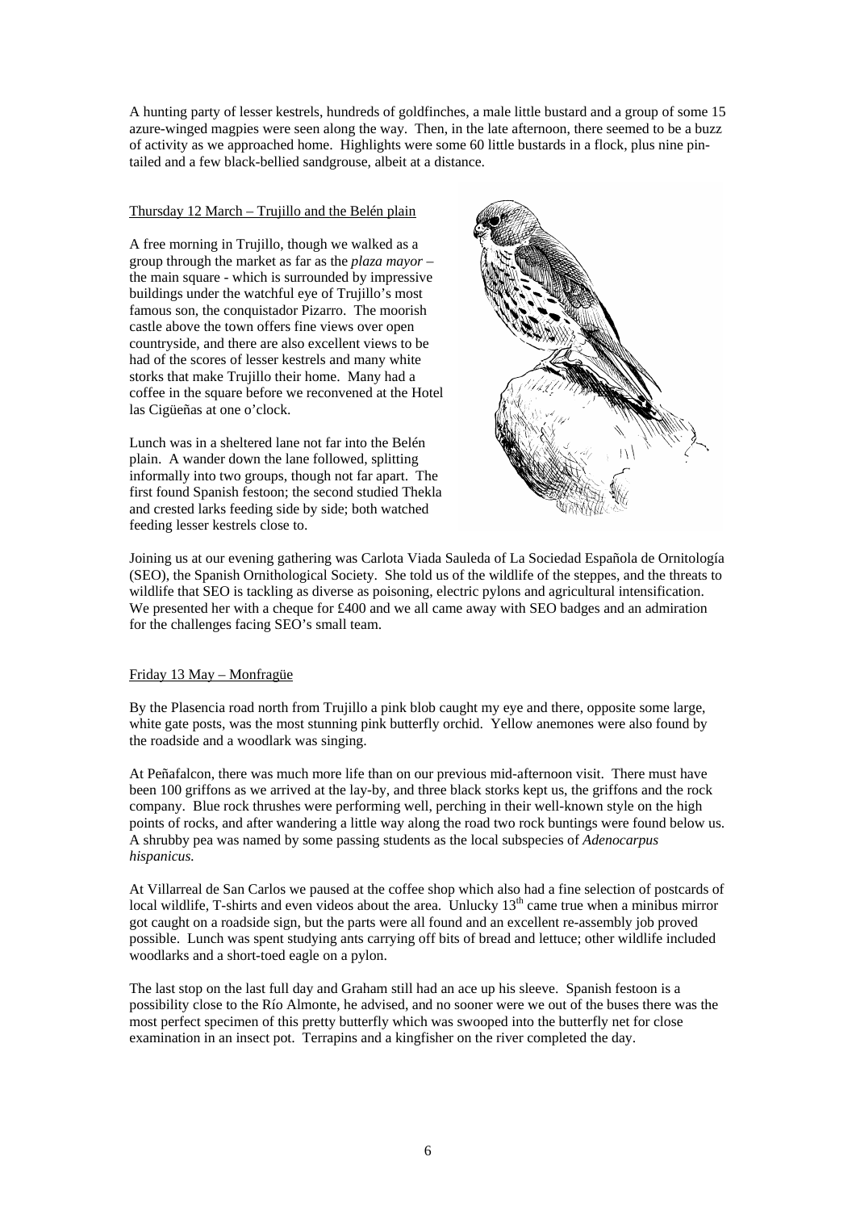A hunting party of lesser kestrels, hundreds of goldfinches, a male little bustard and a group of some 15 azure-winged magpies were seen along the way. Then, in the late afternoon, there seemed to be a buzz of activity as we approached home. Highlights were some 60 little bustards in a flock, plus nine pin-tailed and a few black-bellied sandgrouse, albeit at a distance.

Thursday 12 March – Trujillo and the Belén plain

A free morning in Trujillo, though we walked as a group through the market as far as the *plaza mayor* – the main square - which is surrounded by impressive buildings under the watchful eye of Trujillo's most famous son, the conquistador Pizarro. The moorish castle above the town offers fine views over open countryside, and there are also excellent views to be had of the scores of lesser kestrels and many white storks that make Trujillo their home. Many had a coffee in the square before we reconvened at the Hotel las Cigüeñas at one o'clock.

Lunch was in a sheltered lane not far into the Belén plain. A wander down the lane followed, splitting informally into two groups, though not far apart. The first found Spanish festoon; the second studied Thekla and crested larks feeding side by side; both watched feeding lesser kestrels close to.

Joining us at our evening gathering was Carlota Viada Sauleda of La Sociedad Española de Ornitología (SEO), the Spanish Ornithological Society. She told us of the wildlife of the steppes, and the threats to wildlife that SEO is tackling as diverse as poisoning, electric pylons and agricultural intensification. We presented her with a cheque for £400 and we all came away with SEO badges and an admiration for the challenges facing SEO's small team.

Friday 13 May – Monfragüe

By the Plasencia road north from Trujillo a pink blob caught my eye and there, opposite some large, white gate posts, was the most stunning pink butterfly orchid. Yellow anemones were also found by the roadside and a woodlark was singing.

At Peñafalcon, there was much more life than on our previous mid-afternoon visit. There must have been 100 griffons as we arrived at the lay-by, and three black storks kept us, the griffons and the rock company. Blue rock thrushes were performing well, perching in their well-known style on the high points of rocks, and after wandering a little way along the road two rock buntings were found below us. A shrubby pea was named by some passing students as the local subspecies of *Adenocarpus hispanicus.*

At Villarreal de San Carlos we paused at the coffee shop which also had a fine selection of postcards of local wildlife, T-shirts and even videos about the area. Unlucky 13th came true when a minibus mirror got caught on a roadside sign, but the parts were all found and an excellent re-assembly job proved possible. Lunch was spent studying ants carrying off bits of bread and lettuce; other wildlife included woodlarks and a short-toed eagle on a pylon.

The last stop on the last full day and Graham still had an ace up his sleeve. Spanish festoon is a possibility close to the Río Almonte, he advised, and no sooner were we out of the buses there was the most perfect specimen of this pretty butterfly which was swooped into the butterfly net for close examination in an insect pot. Terrapins and a kingfisher on the river completed the day.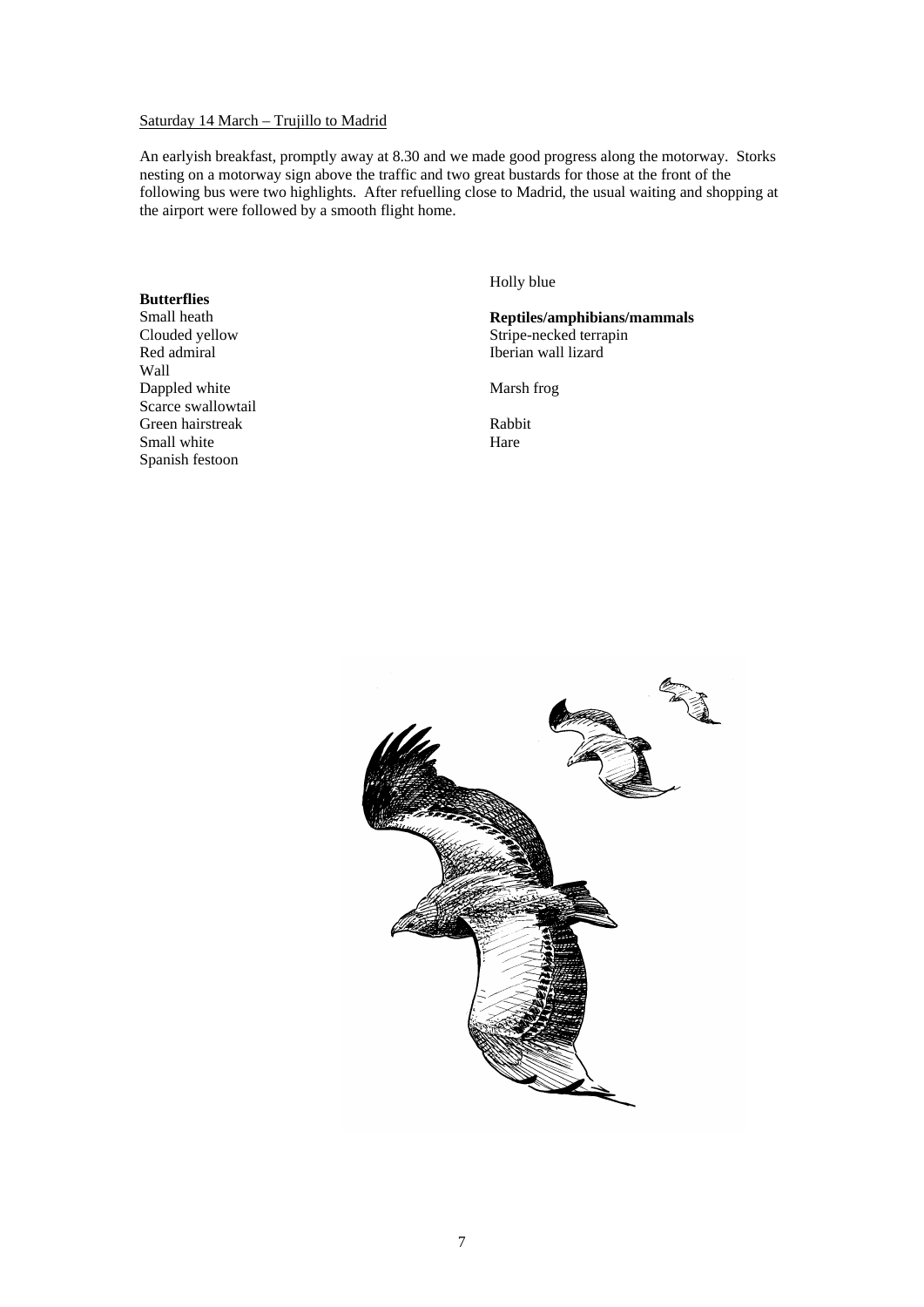Saturday 14 March – Trujillo to Madrid

An earlyish breakfast, promptly away at 8.30 and we made good progress along the motorway. Storks nesting on a motorway sign above the traffic and two great bustards for those at the front of the following bus were two highlights. After refuelling close to Madrid, the usual waiting and shopping at the airport were followed by a smooth flight home.

**Butterflies**

Small heath
Clouded yellow
Red admiral
Wall
Dappled white
Scarce swallowtail
Green hairstreak
Small white
Spanish festoon
Holly blue

**Reptiles/amphibians/mammals**

Stripe-necked terrapin
Iberian wall lizard

Marsh frog

Rabbit
Hare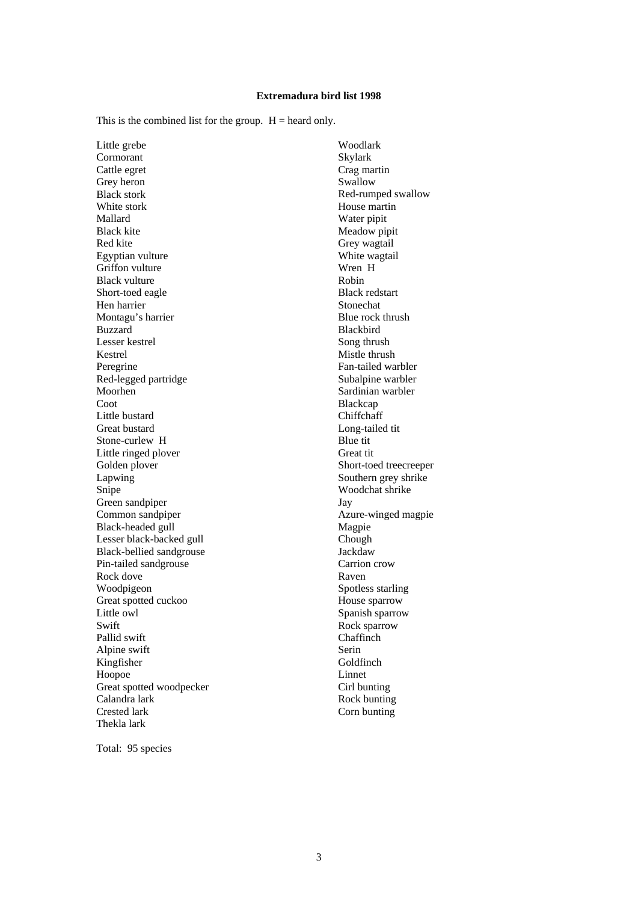**Extremadura bird list 1998**

This is the combined list for the group. H = heard only.

Little grebe
Cormorant
Cattle egret
Grey heron
Black stork
White stork
Mallard
Black kite
Red kite
Egyptian vulture
Griffon vulture
Black vulture
Short-toed eagle
Hen harrier
Montagu's harrier
Buzzard
Lesser kestrel
Kestrel
Peregrine
Red-legged partridge
Moorhen
Coot
Little bustard
Great bustard
Stone-curlew H
Little ringed plover
Golden plover
Lapwing
Snipe
Green sandpiper
Common sandpiper
Black-headed gull
Lesser black-backed gull
Black-bellied sandgrouse
Pin-tailed sandgrouse
Rock dove
Woodpigeon
Great spotted cuckoo
Little owl
Swift
Pallid swift
Alpine swift
Kingfisher
Hoopoe
Great spotted woodpecker
Calandra lark
Crested lark
Thekla lark
Woodlark
Skylark
Crag martin
Swallow
Red-rumped swallow
House martin
Water pipit
Meadow pipit
Grey wagtail
White wagtail
Wren H
Robin
Black redstart
Stonechat
Blue rock thrush
Blackbird
Song thrush
Mistle thrush
Fan-tailed warbler
Subalpine warbler
Sardinian warbler
Blackcap
Chiffchaff
Long-tailed tit
Blue tit
Great tit
Short-toed treecreeper
Southern grey shrike
Woodchat shrike
Jay
Azure-winged magpie
Magpie
Chough
Jackdaw
Carrion crow
Raven
Spotless starling
House sparrow
Spanish sparrow
Rock sparrow
Chaffinch
Serin
Goldfinch
Linnet
Cirl bunting
Rock bunting
Corn bunting

Total: 95 species